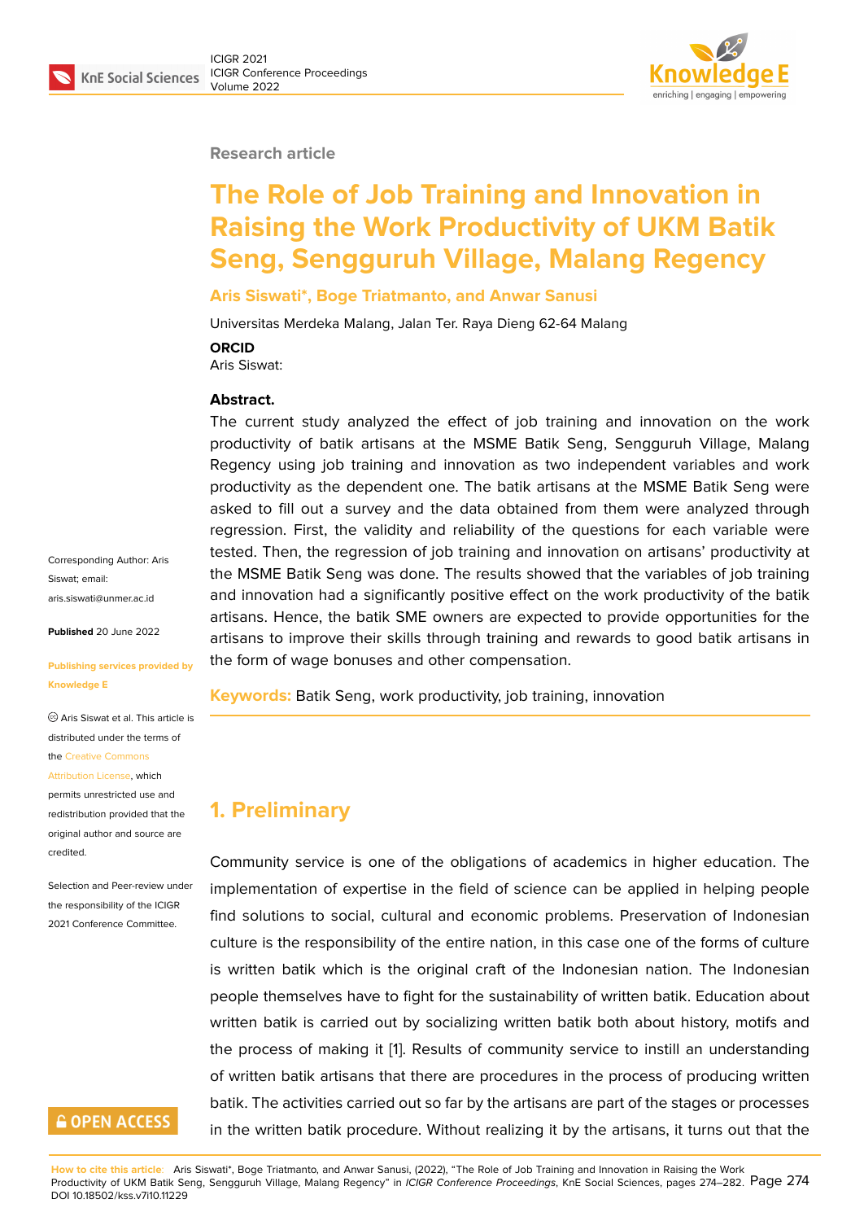Research article

# The Role of Job Training and Innovation in Raising the Work Productivity of UKM Batik Seng, Sengguruh Village, Malang Regency

**Aris Siswati*, Boge Triatmanto, and Anwar Sanusi**

Universitas Merdeka Malang, Jalan Ter. Raya Dieng 62-64 Malang

**ORCID**

Aris Siswat:

**Abstract.**

The current study analyzed the effect of job training and innovation on the work productivity of batik artisans at the MSME Batik Seng, Sengguruh Village, Malang Regency using job training and innovation as two independent variables and work productivity as the dependent one. The batik artisans at the MSME Batik Seng were asked to fill out a survey and the data obtained from them were analyzed through regression. First, the validity and reliability of the questions for each variable were tested. Then, the regression of job training and innovation on artisans' productivity at the MSME Batik Seng was done. The results showed that the variables of job training and innovation had a significantly positive effect on the work productivity of the batik artisans. Hence, the batik SME owners are expected to provide opportunities for the artisans to improve their skills through training and rewards to good batik artisans in the form of wage bonuses and other compensation.

**Keywords:** Batik Seng, work productivity, job training, innovation

Corresponding Author: Aris Siswat; email: aris.siswati@unmer.ac.id

**Published** 20 June 2022

**Publishing services provided by Knowledge E**

© Aris Siswat et al. This article is distributed under the terms of the Creative Commons Attribution License, which permits unrestricted use and redistribution provided that the original author and source are credited.

Selection and Peer-review under the responsibility of the ICIGR 2021 Conference Committee.

## 1. Preliminary

Community service is one of the obligations of academics in higher education. The implementation of expertise in the field of science can be applied in helping people find solutions to social, cultural and economic problems. Preservation of Indonesian culture is the responsibility of the entire nation, in this case one of the forms of culture is written batik which is the original craft of the Indonesian nation. The Indonesian people themselves have to fight for the sustainability of written batik. Education about written batik is carried out by socializing written batik both about history, motifs and the process of making it [1]. Results of community service to instill an understanding of written batik artisans that there are procedures in the process of producing written batik. The activities carried out so far by the artisans are part of the stages or processes in the written batik procedure. Without realizing it by the artisans, it turns out that the

**How to cite this article**: Aris Siswati*, Boge Triatmanto, and Anwar Sanusi, (2022), "The Role of Job Training and Innovation in Raising the Work Productivity of UKM Batik Seng, Sengguruh Village, Malang Regency" in *ICIGR Conference Proceedings*, KnE Social Sciences, pages 274–282. DOI 10.18502/kss.v7i10.11229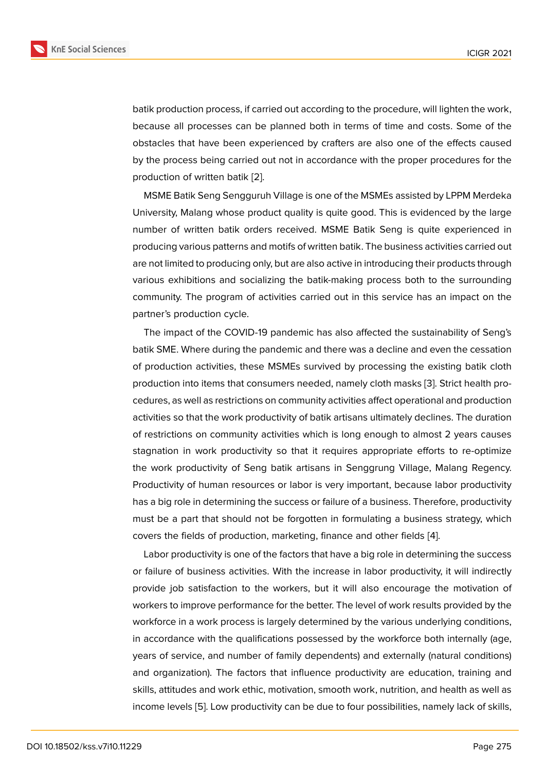batik production process, if carried out according to the procedure, will lighten the work, because all processes can be planned both in terms of time and costs. Some of the obstacles that have been experienced by crafters are also one of the effects caused by the process being carried out not in accordance with the proper procedures for the production of written batik [2].

MSME Batik Seng Sengguruh Village is one of the MSMEs assisted by LPPM Merdeka University, Malang whose product quality is quite good. This is evidenced by the large number of written batik orders received. MSME Batik Seng is quite experienced in producing various patterns and motifs of written batik. The business activities carried out are not limited to producing only, but are also active in introducing their products through various exhibitions and socializing the batik-making process both to the surrounding community. The program of activities carried out in this service has an impact on the partner's production cycle.

The impact of the COVID-19 pandemic has also affected the sustainability of Seng's batik SME. Where during the pandemic and there was a decline and even the cessation of production activities, these MSMEs survived by processing the existing batik cloth production into items that consumers needed, namely cloth masks [3]. Strict health procedures, as well as restrictions on community activities affect operational and production activities so that the work productivity of batik artisans ultimately declines. The duration of restrictions on community activities which is long enough to almost 2 years causes stagnation in work productivity so that it requires appropriate efforts to re-optimize the work productivity of Seng batik artisans in Senggrung Village, Malang Regency. Productivity of human resources or labor is very important, because labor productivity has a big role in determining the success or failure of a business. Therefore, productivity must be a part that should not be forgotten in formulating a business strategy, which covers the fields of production, marketing, finance and other fields [4].

Labor productivity is one of the factors that have a big role in determining the success or failure of business activities. With the increase in labor productivity, it will indirectly provide job satisfaction to the workers, but it will also encourage the motivation of workers to improve performance for the better. The level of work results provided by the workforce in a work process is largely determined by the various underlying conditions, in accordance with the qualifications possessed by the workforce both internally (age, years of service, and number of family dependents) and externally (natural conditions) and organization). The factors that influence productivity are education, training and skills, attitudes and work ethic, motivation, smooth work, nutrition, and health as well as income levels [5]. Low productivity can be due to four possibilities, namely lack of skills,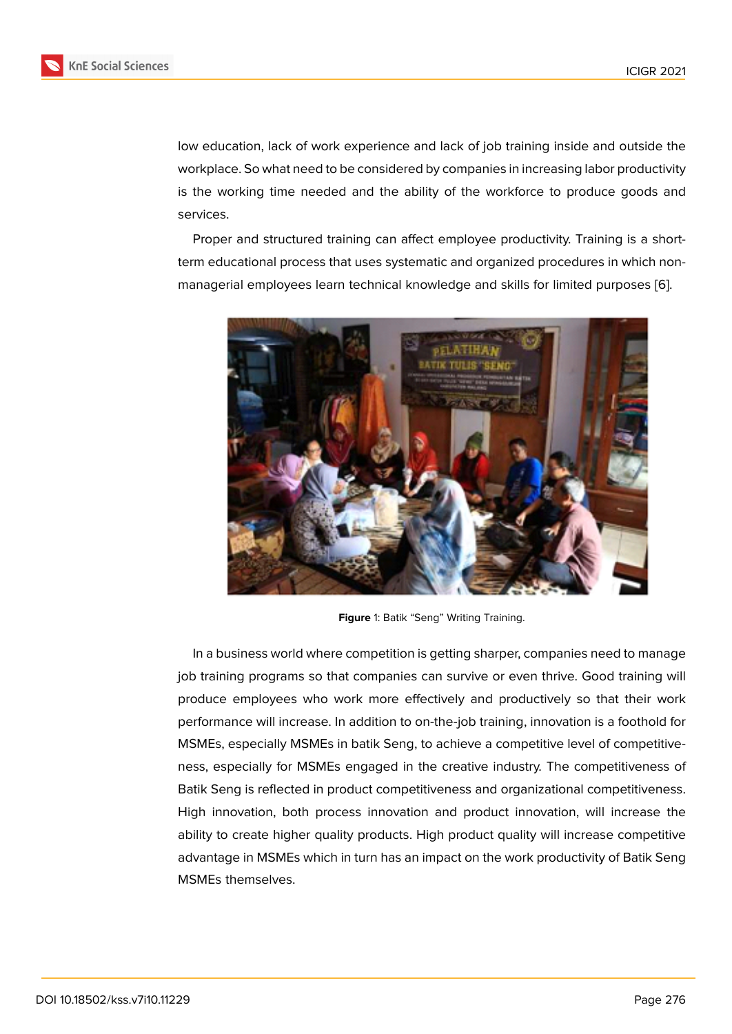low education, lack of work experience and lack of job training inside and outside the workplace. So what need to be considered by companies in increasing labor productivity is the working time needed and the ability of the workforce to produce goods and services.

Proper and structured training can affect employee productivity. Training is a short-term educational process that uses systematic and organized procedures in which non-managerial employees learn technical knowledge and skills for limited purposes [6].

**Figure** 1: Batik "Seng" Writing Training.

In a business world where competition is getting sharper, companies need to manage job training programs so that companies can survive or even thrive. Good training will produce employees who work more effectively and productively so that their work performance will increase. In addition to on-the-job training, innovation is a foothold for MSMEs, especially MSMEs in batik Seng, to achieve a competitive level of competitiveness, especially for MSMEs engaged in the creative industry. The competitiveness of Batik Seng is reflected in product competitiveness and organizational competitiveness. High innovation, both process innovation and product innovation, will increase the ability to create higher quality products. High product quality will increase competitive advantage in MSMEs which in turn has an impact on the work productivity of Batik Seng MSMEs themselves.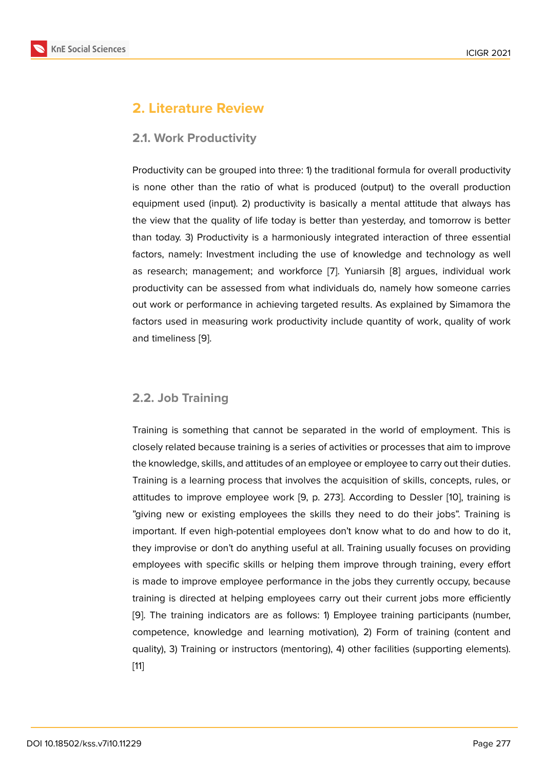# 2. Literature Review

## 2.1. Work Productivity

Productivity can be grouped into three: 1) the traditional formula for overall productivity is none other than the ratio of what is produced (output) to the overall production equipment used (input). 2) productivity is basically a mental attitude that always has the view that the quality of life today is better than yesterday, and tomorrow is better than today. 3) Productivity is a harmoniously integrated interaction of three essential factors, namely: Investment including the use of knowledge and technology as well as research; management; and workforce [7]. Yuniarsih [8] argues, individual work productivity can be assessed from what individuals do, namely how someone carries out work or performance in achieving targeted results. As explained by Simamora the factors used in measuring work productivity include quantity of work, quality of work and timeliness [9].

## 2.2. Job Training

Training is something that cannot be separated in the world of employment. This is closely related because training is a series of activities or processes that aim to improve the knowledge, skills, and attitudes of an employee or employee to carry out their duties. Training is a learning process that involves the acquisition of skills, concepts, rules, or attitudes to improve employee work [9, p. 273]. According to Dessler [10], training is "giving new or existing employees the skills they need to do their jobs". Training is important. If even high-potential employees don't know what to do and how to do it, they improvise or don't do anything useful at all. Training usually focuses on providing employees with specific skills or helping them improve through training, every effort is made to improve employee performance in the jobs they currently occupy, because training is directed at helping employees carry out their current jobs more efficiently [9]. The training indicators are as follows: 1) Employee training participants (number, competence, knowledge and learning motivation), 2) Form of training (content and quality), 3) Training or instructors (mentoring), 4) other facilities (supporting elements). [11]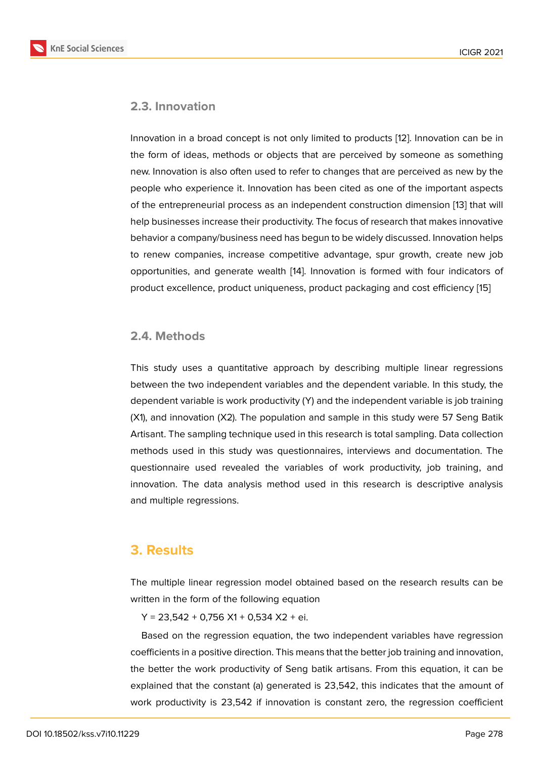### 2.3. Innovation

Innovation in a broad concept is not only limited to products [12]. Innovation can be in the form of ideas, methods or objects that are perceived by someone as something new. Innovation is also often used to refer to changes that are perceived as new by the people who experience it. Innovation has been cited as one of the important aspects of the entrepreneurial process as an independent construction dimension [13] that will help businesses increase their productivity. The focus of research that makes innovative behavior a company/business need has begun to be widely discussed. Innovation helps to renew companies, increase competitive advantage, spur growth, create new job opportunities, and generate wealth [14]. Innovation is formed with four indicators of product excellence, product uniqueness, product packaging and cost efficiency [15]

### 2.4. Methods

This study uses a quantitative approach by describing multiple linear regressions between the two independent variables and the dependent variable. In this study, the dependent variable is work productivity (Y) and the independent variable is job training (X1), and innovation (X2). The population and sample in this study were 57 Seng Batik Artisant. The sampling technique used in this research is total sampling. Data collection methods used in this study was questionnaires, interviews and documentation. The questionnaire used revealed the variables of work productivity, job training, and innovation. The data analysis method used in this research is descriptive analysis and multiple regressions.

## 3. Results

The multiple linear regression model obtained based on the research results can be written in the form of the following equation

$$Y = 23{,}542 + 0{,}756\ X1 + 0{,}534\ X2 + ei.$$

Based on the regression equation, the two independent variables have regression coefficients in a positive direction. This means that the better job training and innovation, the better the work productivity of Seng batik artisans. From this equation, it can be explained that the constant (a) generated is 23,542, this indicates that the amount of work productivity is 23,542 if innovation is constant zero, the regression coefficient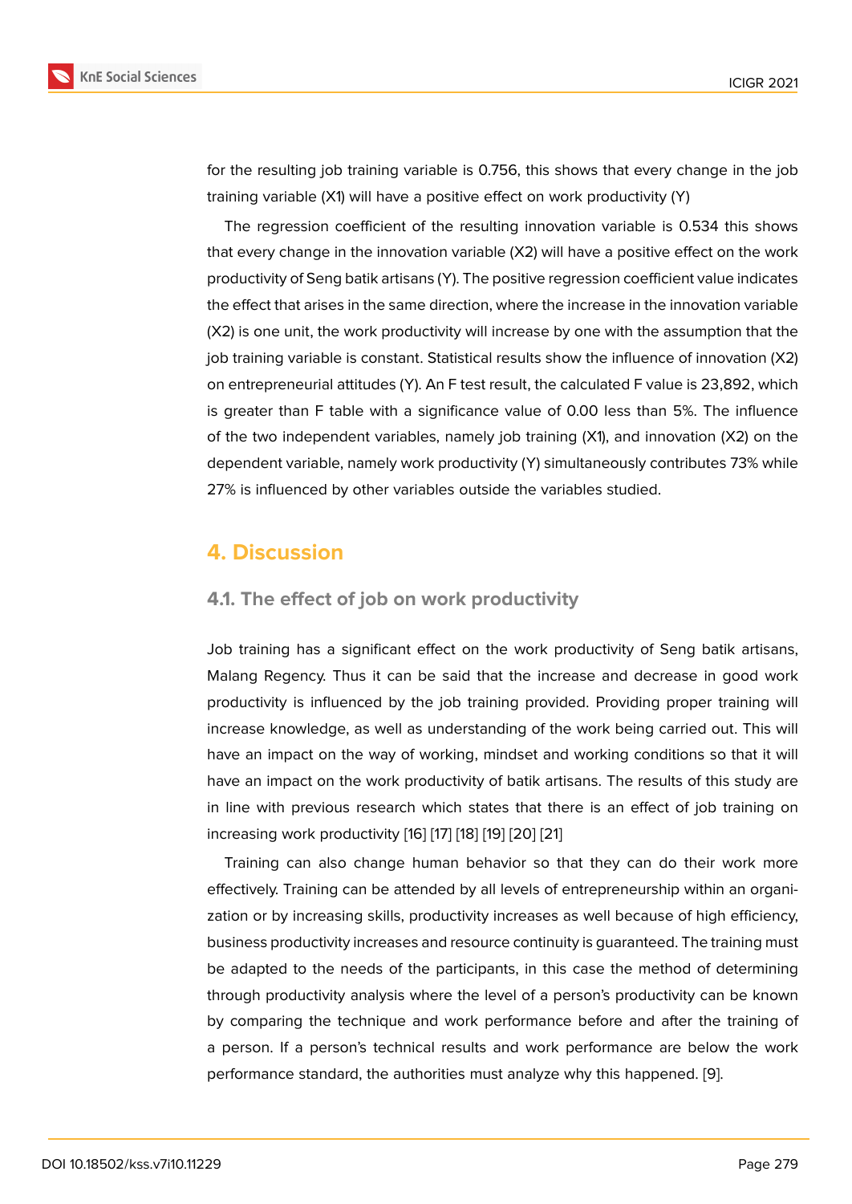for the resulting job training variable is 0.756, this shows that every change in the job training variable (X1) will have a positive effect on work productivity (Y)

The regression coefficient of the resulting innovation variable is 0.534 this shows that every change in the innovation variable (X2) will have a positive effect on the work productivity of Seng batik artisans (Y). The positive regression coefficient value indicates the effect that arises in the same direction, where the increase in the innovation variable (X2) is one unit, the work productivity will increase by one with the assumption that the job training variable is constant. Statistical results show the influence of innovation (X2) on entrepreneurial attitudes (Y). An F test result, the calculated F value is 23,892, which is greater than F table with a significance value of 0.00 less than 5%. The influence of the two independent variables, namely job training (X1), and innovation (X2) on the dependent variable, namely work productivity (Y) simultaneously contributes 73% while 27% is influenced by other variables outside the variables studied.

## 4. Discussion

### 4.1. The effect of job on work productivity

Job training has a significant effect on the work productivity of Seng batik artisans, Malang Regency. Thus it can be said that the increase and decrease in good work productivity is influenced by the job training provided. Providing proper training will increase knowledge, as well as understanding of the work being carried out. This will have an impact on the way of working, mindset and working conditions so that it will have an impact on the work productivity of batik artisans. The results of this study are in line with previous research which states that there is an effect of job training on increasing work productivity [16] [17] [18] [19] [20] [21]

Training can also change human behavior so that they can do their work more effectively. Training can be attended by all levels of entrepreneurship within an organization or by increasing skills, productivity increases as well because of high efficiency, business productivity increases and resource continuity is guaranteed. The training must be adapted to the needs of the participants, in this case the method of determining through productivity analysis where the level of a person's productivity can be known by comparing the technique and work performance before and after the training of a person. If a person's technical results and work performance are below the work performance standard, the authorities must analyze why this happened. [9].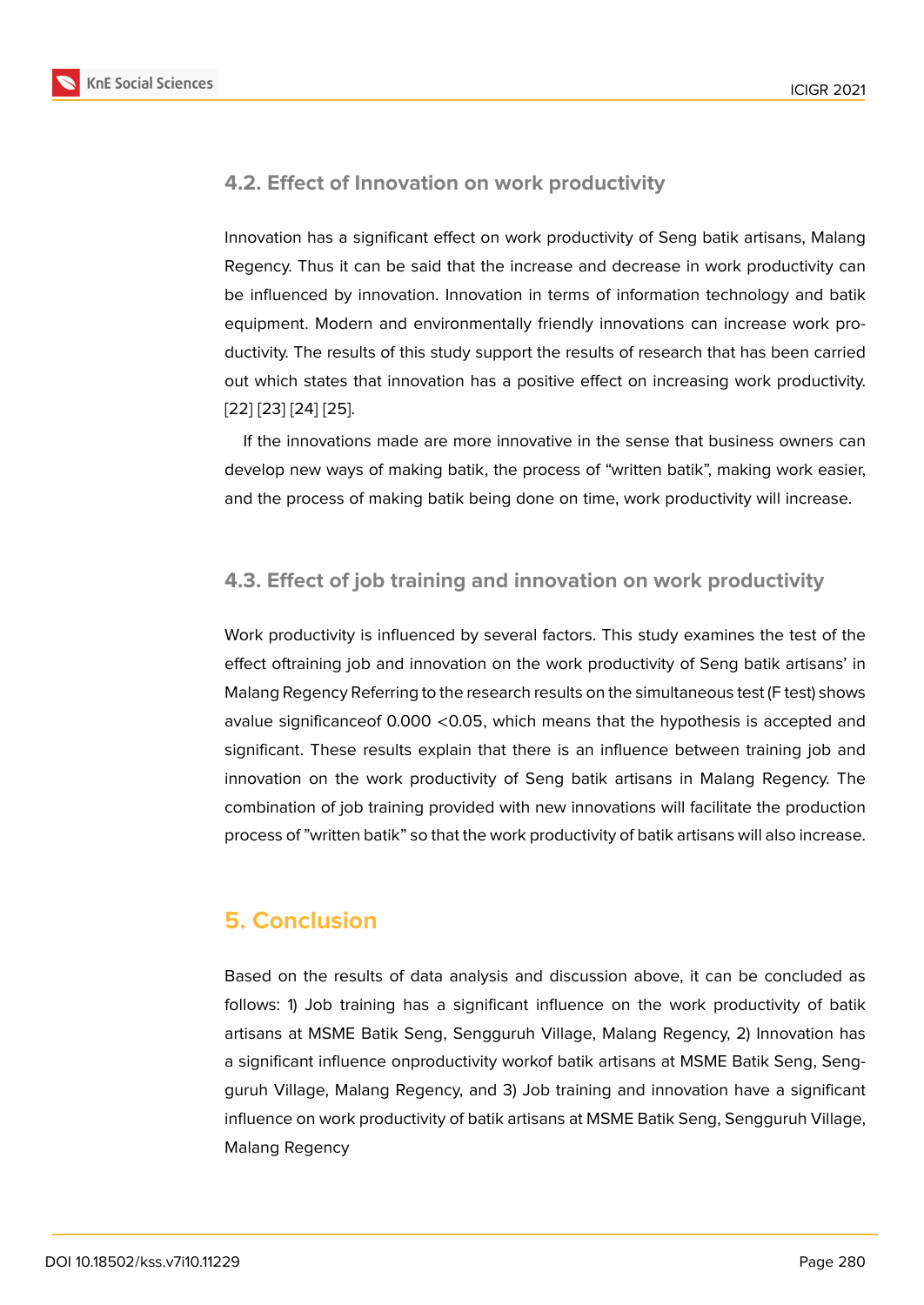### 4.2. Effect of Innovation on work productivity

Innovation has a significant effect on work productivity of Seng batik artisans, Malang Regency. Thus it can be said that the increase and decrease in work productivity can be influenced by innovation. Innovation in terms of information technology and batik equipment. Modern and environmentally friendly innovations can increase work productivity. The results of this study support the results of research that has been carried out which states that innovation has a positive effect on increasing work productivity. [22] [23] [24] [25].

If the innovations made are more innovative in the sense that business owners can develop new ways of making batik, the process of "written batik", making work easier, and the process of making batik being done on time, work productivity will increase.

### 4.3. Effect of job training and innovation on work productivity

Work productivity is influenced by several factors. This study examines the test of the effect oftraining job and innovation on the work productivity of Seng batik artisans' in Malang Regency Referring to the research results on the simultaneous test (F test) shows avalue significanceof 0.000 <0.05, which means that the hypothesis is accepted and significant. These results explain that there is an influence between training job and innovation on the work productivity of Seng batik artisans in Malang Regency. The combination of job training provided with new innovations will facilitate the production process of "written batik" so that the work productivity of batik artisans will also increase.

## 5. Conclusion

Based on the results of data analysis and discussion above, it can be concluded as follows: 1) Job training has a significant influence on the work productivity of batik artisans at MSME Batik Seng, Sengguruh Village, Malang Regency, 2) Innovation has a significant influence onproductivity workof batik artisans at MSME Batik Seng, Sengguruh Village, Malang Regency, and 3) Job training and innovation have a significant influence on work productivity of batik artisans at MSME Batik Seng, Sengguruh Village, Malang Regency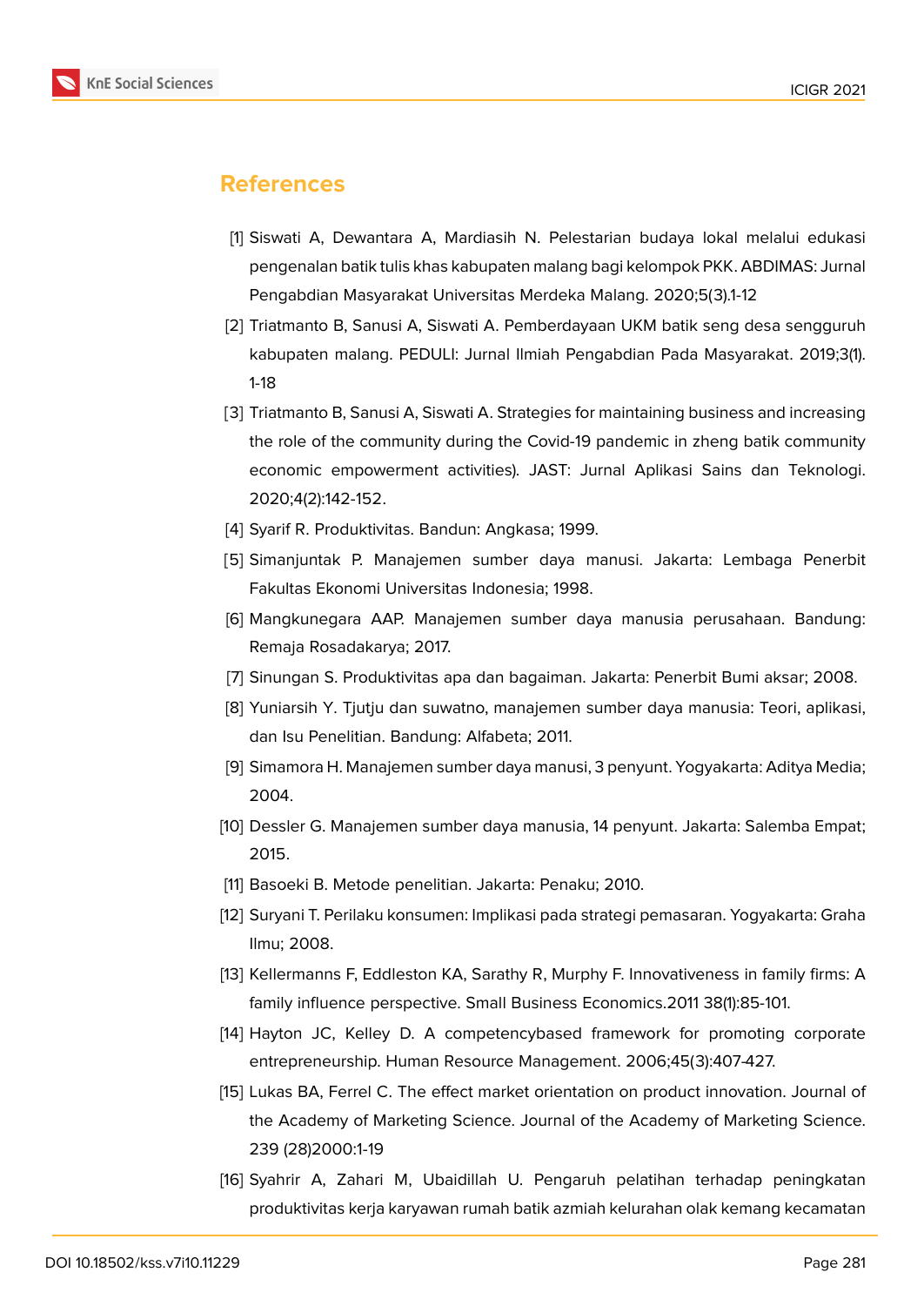## References

[1] Siswati A, Dewantara A, Mardiasih N. Pelestarian budaya lokal melalui edukasi pengenalan batik tulis khas kabupaten malang bagi kelompok PKK. ABDIMAS: Jurnal Pengabdian Masyarakat Universitas Merdeka Malang. 2020;5(3).1-12

[2] Triatmanto B, Sanusi A, Siswati A. Pemberdayaan UKM batik seng desa sengguruh kabupaten malang. PEDULI: Jurnal Ilmiah Pengabdian Pada Masyarakat. 2019;3(1). 1-18

[3] Triatmanto B, Sanusi A, Siswati A. Strategies for maintaining business and increasing the role of the community during the Covid-19 pandemic in zheng batik community economic empowerment activities). JAST: Jurnal Aplikasi Sains dan Teknologi. 2020;4(2):142-152.

[4] Syarif R. Produktivitas. Bandun: Angkasa; 1999.

[5] Simanjuntak P. Manajemen sumber daya manusi. Jakarta: Lembaga Penerbit Fakultas Ekonomi Universitas Indonesia; 1998.

[6] Mangkunegara AAP. Manajemen sumber daya manusia perusahaan. Bandung: Remaja Rosadakarya; 2017.

[7] Sinungan S. Produktivitas apa dan bagaiman. Jakarta: Penerbit Bumi aksar; 2008.

[8] Yuniarsih Y. Tjutju dan suwatno, manajemen sumber daya manusia: Teori, aplikasi, dan Isu Penelitian. Bandung: Alfabeta; 2011.

[9] Simamora H. Manajemen sumber daya manusi, 3 penyunt. Yogyakarta: Aditya Media; 2004.

[10] Dessler G. Manajemen sumber daya manusia, 14 penyunt. Jakarta: Salemba Empat; 2015.

[11] Basoeki B. Metode penelitian. Jakarta: Penaku; 2010.

[12] Suryani T. Perilaku konsumen: Implikasi pada strategi pemasaran. Yogyakarta: Graha Ilmu; 2008.

[13] Kellermanns F, Eddleston KA, Sarathy R, Murphy F. Innovativeness in family firms: A family influence perspective. Small Business Economics.2011 38(1):85-101.

[14] Hayton JC, Kelley D. A competencybased framework for promoting corporate entrepreneurship. Human Resource Management. 2006;45(3):407-427.

[15] Lukas BA, Ferrel C. The effect market orientation on product innovation. Journal of the Academy of Marketing Science. Journal of the Academy of Marketing Science. 239 (28)2000:1-19

[16] Syahrir A, Zahari M, Ubaidillah U. Pengaruh pelatihan terhadap peningkatan produktivitas kerja karyawan rumah batik azmiah kelurahan olak kemang kecamatan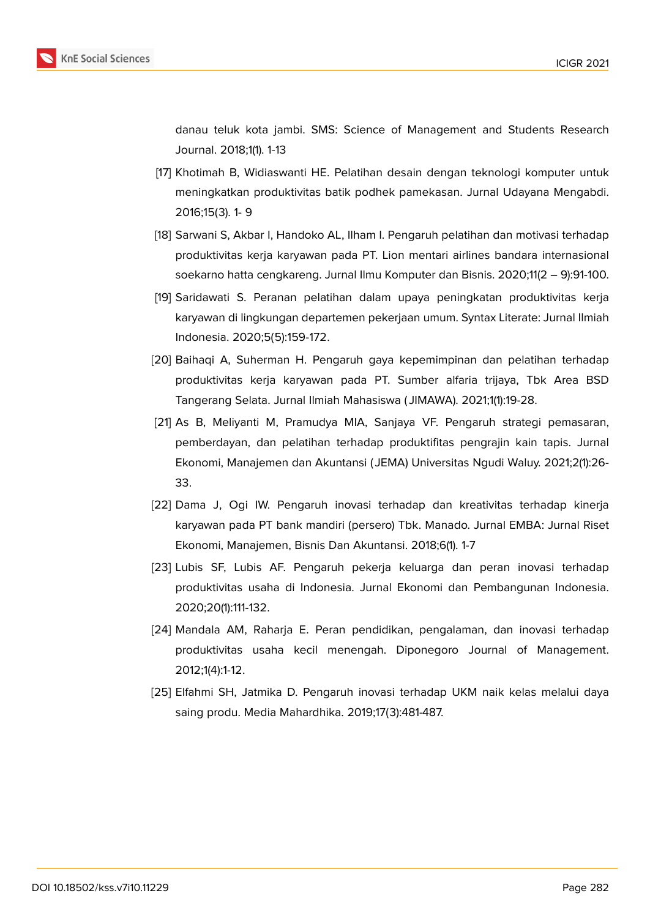danau teluk kota jambi. SMS: Science of Management and Students Research Journal. 2018;1(1). 1-13

[17] Khotimah B, Widiaswanti HE. Pelatihan desain dengan teknologi komputer untuk meningkatkan produktivitas batik podhek pamekasan. Jurnal Udayana Mengabdi. 2016;15(3). 1- 9

[18] Sarwani S, Akbar I, Handoko AL, Ilham I. Pengaruh pelatihan dan motivasi terhadap produktivitas kerja karyawan pada PT. Lion mentari airlines bandara internasional soekarno hatta cengkareng. Jurnal Ilmu Komputer dan Bisnis. 2020;11(2 – 9):91-100.

[19] Saridawati S. Peranan pelatihan dalam upaya peningkatan produktivitas kerja karyawan di lingkungan departemen pekerjaan umum. Syntax Literate: Jurnal Ilmiah Indonesia. 2020;5(5):159-172.

[20] Baihaqi A, Suherman H. Pengaruh gaya kepemimpinan dan pelatihan terhadap produktivitas kerja karyawan pada PT. Sumber alfaria trijaya, Tbk Area BSD Tangerang Selata. Jurnal Ilmiah Mahasiswa (JIMAWA). 2021;1(1):19-28.

[21] As B, Meliyanti M, Pramudya MIA, Sanjaya VF. Pengaruh strategi pemasaran, pemberdayan, dan pelatihan terhadap produktifitas pengrajin kain tapis. Jurnal Ekonomi, Manajemen dan Akuntansi (JEMA) Universitas Ngudi Waluy. 2021;2(1):26-33.

[22] Dama J, Ogi IW. Pengaruh inovasi terhadap dan kreativitas terhadap kinerja karyawan pada PT bank mandiri (persero) Tbk. Manado. Jurnal EMBA: Jurnal Riset Ekonomi, Manajemen, Bisnis Dan Akuntansi. 2018;6(1). 1-7

[23] Lubis SF, Lubis AF. Pengaruh pekerja keluarga dan peran inovasi terhadap produktivitas usaha di Indonesia. Jurnal Ekonomi dan Pembangunan Indonesia. 2020;20(1):111-132.

[24] Mandala AM, Raharja E. Peran pendidikan, pengalaman, dan inovasi terhadap produktivitas usaha kecil menengah. Diponegoro Journal of Management. 2012;1(4):1-12.

[25] Elfahmi SH, Jatmika D. Pengaruh inovasi terhadap UKM naik kelas melalui daya saing produ. Media Mahardhika. 2019;17(3):481-487.